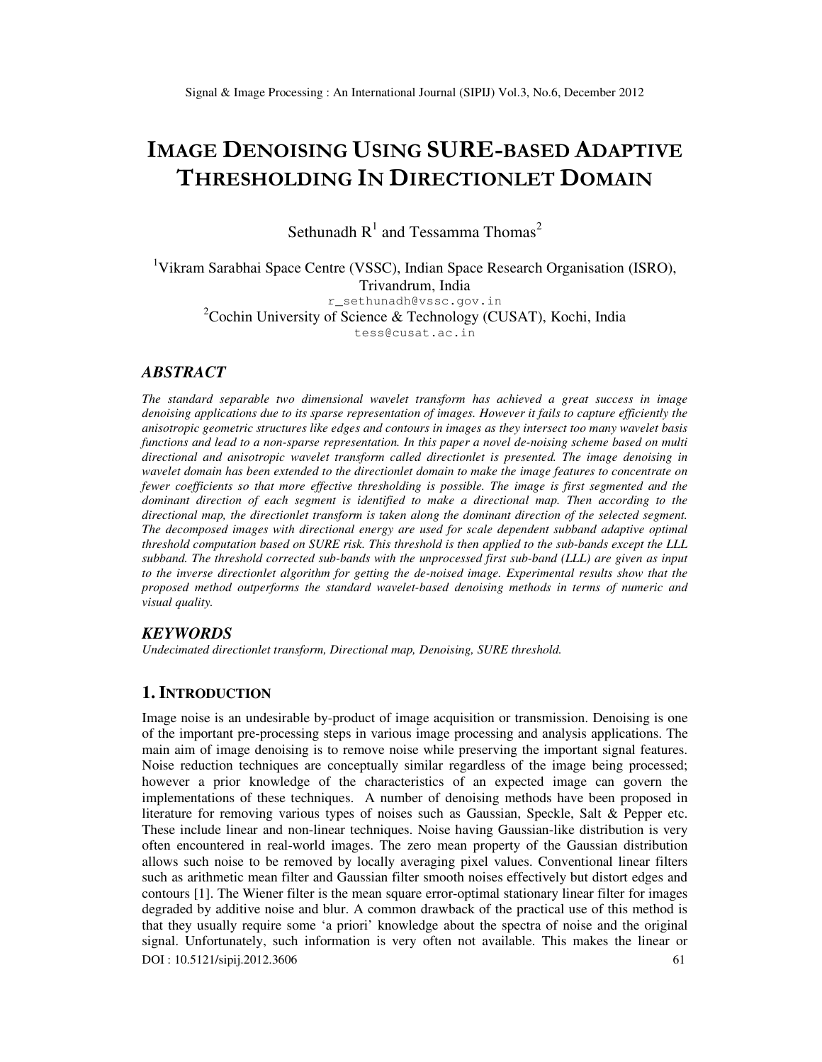# IMAGE DENOISING USING SURE-BASED ADAPTIVE THRESHOLDING IN DIRECTIONLET DOMAIN

Sethunadh R[1] and Tessamma Thomas[2]

[1]Vikram Sarabhai Space Centre (VSSC), Indian Space Research Organisation (ISRO), Trivandrum, India
r_sethunadh@vssc.gov.in
[2]Cochin University of Science & Technology (CUSAT), Kochi, India
tess@cusat.ac.in

## ABSTRACT

*The standard separable two dimensional wavelet transform has achieved a great success in image denoising applications due to its sparse representation of images. However it fails to capture efficiently the anisotropic geometric structures like edges and contours in images as they intersect too many wavelet basis functions and lead to a non-sparse representation. In this paper a novel de-noising scheme based on multi directional and anisotropic wavelet transform called directionlet is presented. The image denoising in wavelet domain has been extended to the directionlet domain to make the image features to concentrate on fewer coefficients so that more effective thresholding is possible. The image is first segmented and the dominant direction of each segment is identified to make a directional map. Then according to the directional map, the directionlet transform is taken along the dominant direction of the selected segment. The decomposed images with directional energy are used for scale dependent subband adaptive optimal threshold computation based on SURE risk. This threshold is then applied to the sub-bands except the LLL subband. The threshold corrected sub-bands with the unprocessed first sub-band (LLL) are given as input to the inverse directionlet algorithm for getting the de-noised image. Experimental results show that the proposed method outperforms the standard wavelet-based denoising methods in terms of numeric and visual quality.*

## KEYWORDS

*Undecimated directionlet transform, Directional map, Denoising, SURE threshold.*

## 1. INTRODUCTION

Image noise is an undesirable by-product of image acquisition or transmission. Denoising is one of the important pre-processing steps in various image processing and analysis applications. The main aim of image denoising is to remove noise while preserving the important signal features. Noise reduction techniques are conceptually similar regardless of the image being processed; however a prior knowledge of the characteristics of an expected image can govern the implementations of these techniques. A number of denoising methods have been proposed in literature for removing various types of noises such as Gaussian, Speckle, Salt & Pepper etc. These include linear and non-linear techniques. Noise having Gaussian-like distribution is very often encountered in real-world images. The zero mean property of the Gaussian distribution allows such noise to be removed by locally averaging pixel values. Conventional linear filters such as arithmetic mean filter and Gaussian filter smooth noises effectively but distort edges and contours [1]. The Wiener filter is the mean square error-optimal stationary linear filter for images degraded by additive noise and blur. A common drawback of the practical use of this method is that they usually require some 'a priori' knowledge about the spectra of noise and the original signal. Unfortunately, such information is very often not available. This makes the linear or

DOI : 10.5121/sipij.2012.3606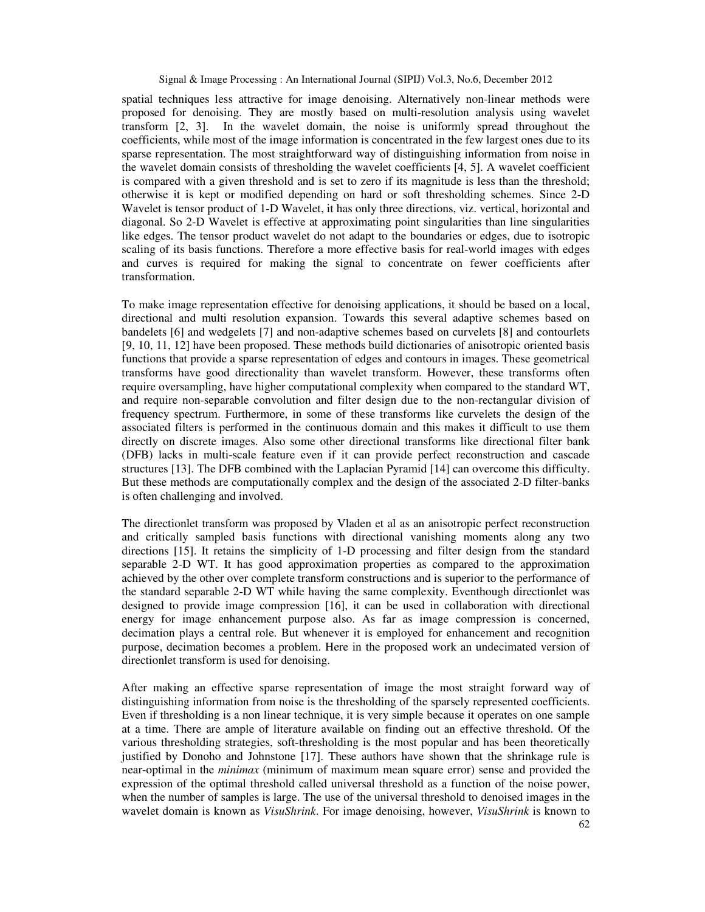spatial techniques less attractive for image denoising. Alternatively non-linear methods were proposed for denoising. They are mostly based on multi-resolution analysis using wavelet transform [2, 3]. In the wavelet domain, the noise is uniformly spread throughout the coefficients, while most of the image information is concentrated in the few largest ones due to its sparse representation. The most straightforward way of distinguishing information from noise in the wavelet domain consists of thresholding the wavelet coefficients [4, 5]. A wavelet coefficient is compared with a given threshold and is set to zero if its magnitude is less than the threshold; otherwise it is kept or modified depending on hard or soft thresholding schemes. Since 2-D Wavelet is tensor product of 1-D Wavelet, it has only three directions, viz. vertical, horizontal and diagonal. So 2-D Wavelet is effective at approximating point singularities than line singularities like edges. The tensor product wavelet do not adapt to the boundaries or edges, due to isotropic scaling of its basis functions. Therefore a more effective basis for real-world images with edges and curves is required for making the signal to concentrate on fewer coefficients after transformation.

To make image representation effective for denoising applications, it should be based on a local, directional and multi resolution expansion. Towards this several adaptive schemes based on bandelets [6] and wedgelets [7] and non-adaptive schemes based on curvelets [8] and contourlets [9, 10, 11, 12] have been proposed. These methods build dictionaries of anisotropic oriented basis functions that provide a sparse representation of edges and contours in images. These geometrical transforms have good directionality than wavelet transform. However, these transforms often require oversampling, have higher computational complexity when compared to the standard WT, and require non-separable convolution and filter design due to the non-rectangular division of frequency spectrum. Furthermore, in some of these transforms like curvelets the design of the associated filters is performed in the continuous domain and this makes it difficult to use them directly on discrete images. Also some other directional transforms like directional filter bank (DFB) lacks in multi-scale feature even if it can provide perfect reconstruction and cascade structures [13]. The DFB combined with the Laplacian Pyramid [14] can overcome this difficulty. But these methods are computationally complex and the design of the associated 2-D filter-banks is often challenging and involved.

The directionlet transform was proposed by Vladen et al as an anisotropic perfect reconstruction and critically sampled basis functions with directional vanishing moments along any two directions [15]. It retains the simplicity of 1-D processing and filter design from the standard separable 2-D WT. It has good approximation properties as compared to the approximation achieved by the other over complete transform constructions and is superior to the performance of the standard separable 2-D WT while having the same complexity. Eventhough directionlet was designed to provide image compression [16], it can be used in collaboration with directional energy for image enhancement purpose also. As far as image compression is concerned, decimation plays a central role. But whenever it is employed for enhancement and recognition purpose, decimation becomes a problem. Here in the proposed work an undecimated version of directionlet transform is used for denoising.

After making an effective sparse representation of image the most straight forward way of distinguishing information from noise is the thresholding of the sparsely represented coefficients. Even if thresholding is a non linear technique, it is very simple because it operates on one sample at a time. There are ample of literature available on finding out an effective threshold. Of the various thresholding strategies, soft-thresholding is the most popular and has been theoretically justified by Donoho and Johnstone [17]. These authors have shown that the shrinkage rule is near-optimal in the *minimax* (minimum of maximum mean square error) sense and provided the expression of the optimal threshold called universal threshold as a function of the noise power, when the number of samples is large. The use of the universal threshold to denoised images in the wavelet domain is known as *VisuShrink*. For image denoising, however, *VisuShrink* is known to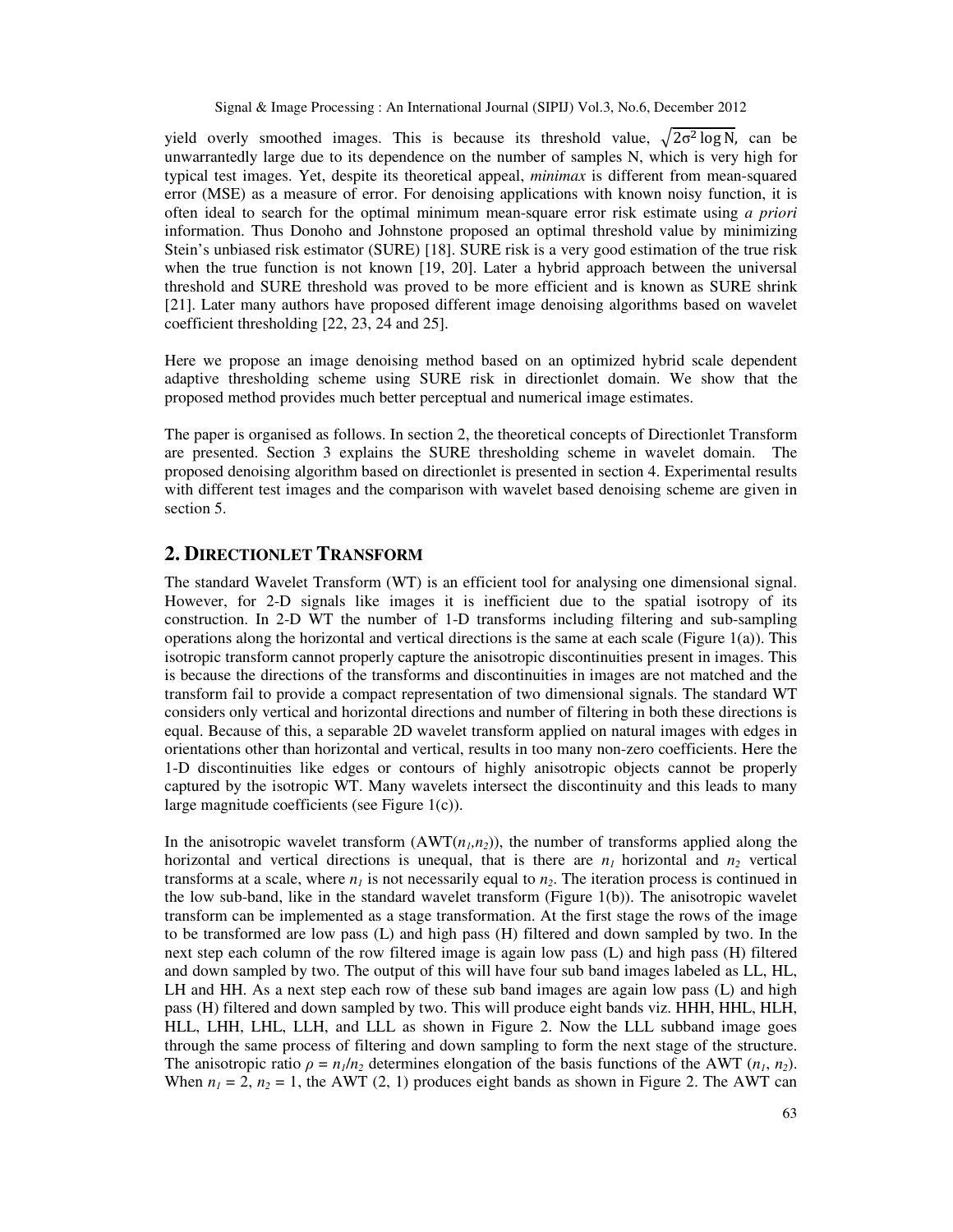yield overly smoothed images. This is because its threshold value, $\sqrt{2\sigma^2 \log N}$, can be unwarrantedly large due to its dependence on the number of samples N, which is very high for typical test images. Yet, despite its theoretical appeal, *minimax* is different from mean-squared error (MSE) as a measure of error. For denoising applications with known noisy function, it is often ideal to search for the optimal minimum mean-square error risk estimate using *a priori* information. Thus Donoho and Johnstone proposed an optimal threshold value by minimizing Stein's unbiased risk estimator (SURE) [18]. SURE risk is a very good estimation of the true risk when the true function is not known [19, 20]. Later a hybrid approach between the universal threshold and SURE threshold was proved to be more efficient and is known as SURE shrink [21]. Later many authors have proposed different image denoising algorithms based on wavelet coefficient thresholding [22, 23, 24 and 25].

Here we propose an image denoising method based on an optimized hybrid scale dependent adaptive thresholding scheme using SURE risk in directionlet domain. We show that the proposed method provides much better perceptual and numerical image estimates.

The paper is organised as follows. In section 2, the theoretical concepts of Directionlet Transform are presented. Section 3 explains the SURE thresholding scheme in wavelet domain. The proposed denoising algorithm based on directionlet is presented in section 4. Experimental results with different test images and the comparison with wavelet based denoising scheme are given in section 5.

## 2. Directionlet Transform

The standard Wavelet Transform (WT) is an efficient tool for analysing one dimensional signal. However, for 2-D signals like images it is inefficient due to the spatial isotropy of its construction. In 2-D WT the number of 1-D transforms including filtering and sub-sampling operations along the horizontal and vertical directions is the same at each scale (Figure 1(a)). This isotropic transform cannot properly capture the anisotropic discontinuities present in images. This is because the directions of the transforms and discontinuities in images are not matched and the transform fail to provide a compact representation of two dimensional signals. The standard WT considers only vertical and horizontal directions and number of filtering in both these directions is equal. Because of this, a separable 2D wavelet transform applied on natural images with edges in orientations other than horizontal and vertical, results in too many non-zero coefficients. Here the 1-D discontinuities like edges or contours of highly anisotropic objects cannot be properly captured by the isotropic WT. Many wavelets intersect the discontinuity and this leads to many large magnitude coefficients (see Figure 1(c)).

In the anisotropic wavelet transform (AWT($n_1$,$n_2$)), the number of transforms applied along the horizontal and vertical directions is unequal, that is there are $n_1$ horizontal and $n_2$ vertical transforms at a scale, where $n_1$ is not necessarily equal to $n_2$. The iteration process is continued in the low sub-band, like in the standard wavelet transform (Figure 1(b)). The anisotropic wavelet transform can be implemented as a stage transformation. At the first stage the rows of the image to be transformed are low pass (L) and high pass (H) filtered and down sampled by two. In the next step each column of the row filtered image is again low pass (L) and high pass (H) filtered and down sampled by two. The output of this will have four sub band images labeled as LL, HL, LH and HH. As a next step each row of these sub band images are again low pass (L) and high pass (H) filtered and down sampled by two. This will produce eight bands viz. HHH, HHL, HLH, HLL, LHH, LHL, LLH, and LLL as shown in Figure 2. Now the LLL subband image goes through the same process of filtering and down sampling to form the next stage of the structure. The anisotropic ratio $\rho = n_1/n_2$ determines elongation of the basis functions of the AWT ($n_1$, $n_2$). When $n_1 = 2$, $n_2 = 1$, the AWT (2, 1) produces eight bands as shown in Figure 2. The AWT can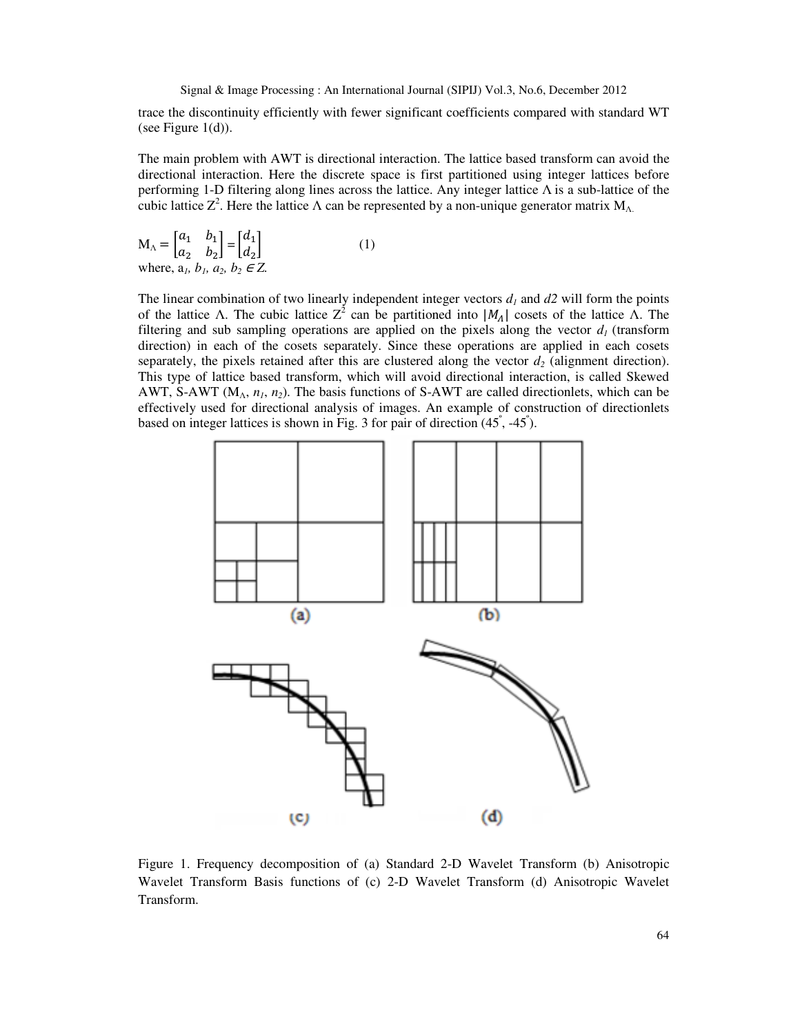trace the discontinuity efficiently with fewer significant coefficients compared with standard WT (see Figure 1(d)).

The main problem with AWT is directional interaction. The lattice based transform can avoid the directional interaction. Here the discrete space is first partitioned using integer lattices before performing 1-D filtering along lines across the lattice. Any integer lattice Λ is a sub-lattice of the cubic lattice $Z^2$. Here the lattice Λ can be represented by a non-unique generator matrix $M_\Lambda$.

$$M_\Lambda = \begin{bmatrix} a_1 & b_1 \\ a_2 & b_2 \end{bmatrix} = \begin{bmatrix} d_1 \\ d_2 \end{bmatrix} \qquad (1)$$

where, $a_1$, $b_1$, $a_2$, $b_2 \in Z$.

The linear combination of two linearly independent integer vectors $d_1$ and $d2$ will form the points of the lattice Λ. The cubic lattice $Z^2$ can be partitioned into $|M_\Lambda|$ cosets of the lattice Λ. The filtering and sub sampling operations are applied on the pixels along the vector $d_1$ (transform direction) in each of the cosets separately. Since these operations are applied in each cosets separately, the pixels retained after this are clustered along the vector $d_2$ (alignment direction). This type of lattice based transform, which will avoid directional interaction, is called Skewed AWT, S-AWT ($M_\Lambda$, $n_1$, $n_2$). The basis functions of S-AWT are called directionlets, which can be effectively used for directional analysis of images. An example of construction of directionlets based on integer lattices is shown in Fig. 3 for pair of direction (45°, -45°).

Figure 1. Frequency decomposition of (a) Standard 2-D Wavelet Transform (b) Anisotropic Wavelet Transform Basis functions of (c) 2-D Wavelet Transform (d) Anisotropic Wavelet Transform.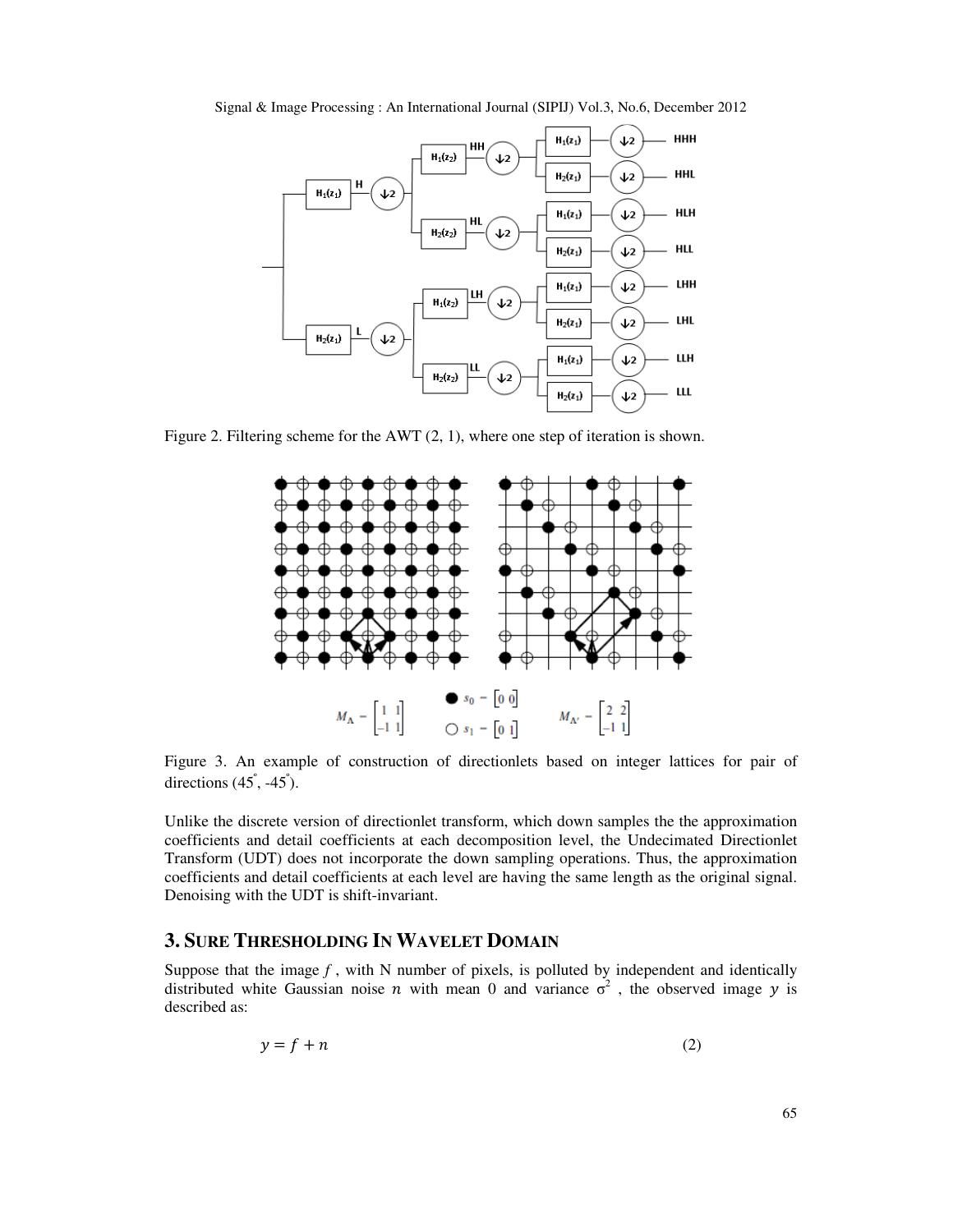Figure 2. Filtering scheme for the AWT (2, 1), where one step of iteration is shown.

$$M_\Lambda = \begin{bmatrix} 1 & 1 \\ -1 & 1 \end{bmatrix} \quad s_0 = \begin{bmatrix} 0 & 0 \end{bmatrix} \quad s_1 = \begin{bmatrix} 0 & 1 \end{bmatrix} \quad M_{\Lambda'} = \begin{bmatrix} 2 & 2 \\ -1 & 1 \end{bmatrix}$$

Figure 3. An example of construction of directionlets based on integer lattices for pair of directions (45°, -45°).

Unlike the discrete version of directionlet transform, which down samples the the approximation coefficients and detail coefficients at each decomposition level, the Undecimated Directionlet Transform (UDT) does not incorporate the down sampling operations. Thus, the approximation coefficients and detail coefficients at each level are having the same length as the original signal. Denoising with the UDT is shift-invariant.

## 3. SURE THRESHOLDING IN WAVELET DOMAIN

Suppose that the image $f$, with N number of pixels, is polluted by independent and identically distributed white Gaussian noise $n$ with mean 0 and variance $\sigma^2$, the observed image $y$ is described as:

$$y = f + n \tag{2}$$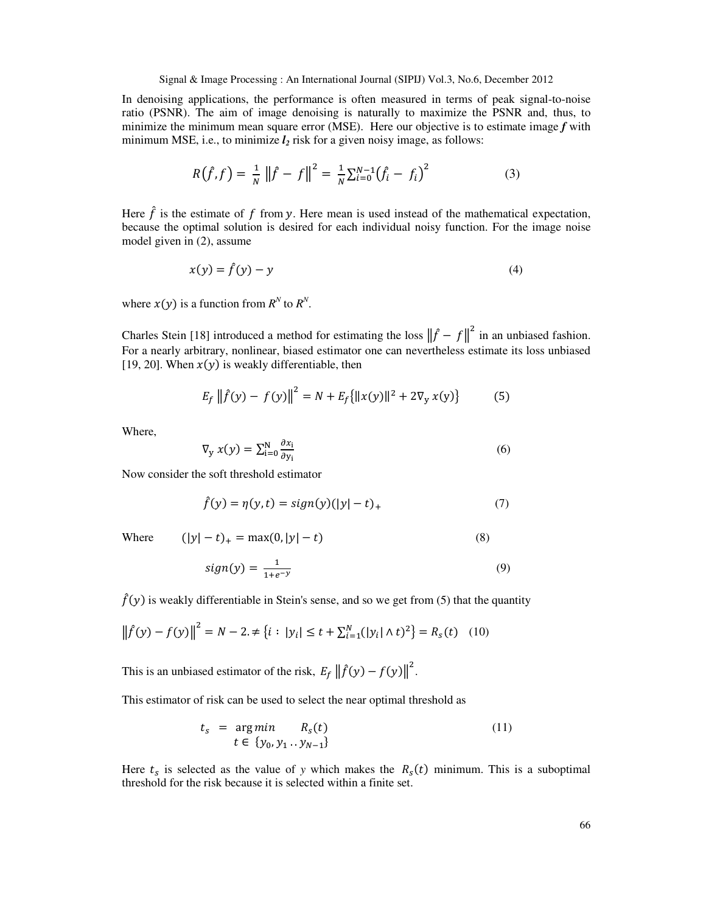In denoising applications, the performance is often measured in terms of peak signal-to-noise ratio (PSNR). The aim of image denoising is naturally to maximize the PSNR and, thus, to minimize the minimum mean square error (MSE). Here our objective is to estimate image $\boldsymbol{f}$ with minimum MSE, i.e., to minimize $\boldsymbol{l_2}$ risk for a given noisy image, as follows:

$$R(\hat{f}, f) = \frac{1}{N} \left\| \hat{f} - f \right\|^2 = \frac{1}{N} \sum_{i=0}^{N-1} \left( \hat{f}_i - f_i \right)^2 \qquad (3)$$

Here $\hat{f}$ is the estimate of $f$ from $y$. Here mean is used instead of the mathematical expectation, because the optimal solution is desired for each individual noisy function. For the image noise model given in (2), assume

$$x(y) = \hat{f}(y) - y \qquad (4)$$

where $x(y)$ is a function from $R^N$ to $R^N$.

Charles Stein [18] introduced a method for estimating the loss $\left\| \hat{f} - f \right\|^2$ in an unbiased fashion. For a nearly arbitrary, nonlinear, biased estimator one can nevertheless estimate its loss unbiased [19, 20]. When $x(y)$ is weakly differentiable, then

$$E_f \left\| \hat{f}(y) - f(y) \right\|^2 = N + E_f \left\{ \| x(y) \|^2 + 2 \nabla_y \, x(y) \right\} \qquad (5)$$

Where,

$$\nabla_y \, x(y) = \sum_{i=0}^{N} \frac{\partial x_i}{\partial y_i} \qquad (6)$$

Now consider the soft threshold estimator

$$\hat{f}(y) = \eta(y, t) = sign(y)(|y| - t)_+ \qquad (7)$$

Where $\quad (|y| - t)_+ = \max(0, |y| - t) \qquad (8)$

$$sign(y) = \frac{1}{1 + e^{-y}} \qquad (9)$$

$\hat{f}(y)$ is weakly differentiable in Stein's sense, and so we get from (5) that the quantity

$$\left\| \hat{f}(y) - f(y) \right\|^2 = N - 2. \neq \left\{ i : |y_i| \leq t + \sum_{i=1}^{N} (|y_i| \wedge t)^2 \right\} = R_s(t) \quad (10)$$

This is an unbiased estimator of the risk, $E_f \left\| \hat{f}(y) - f(y) \right\|^2$.

This estimator of risk can be used to select the near optimal threshold as

$$t_s = \underset{t \in \{y_0, y_1 \ldots y_{N-1}\}}{\arg\min} \quad R_s(t) \qquad (11)$$

Here $t_s$ is selected as the value of $y$ which makes the $R_s(t)$ minimum. This is a suboptimal threshold for the risk because it is selected within a finite set.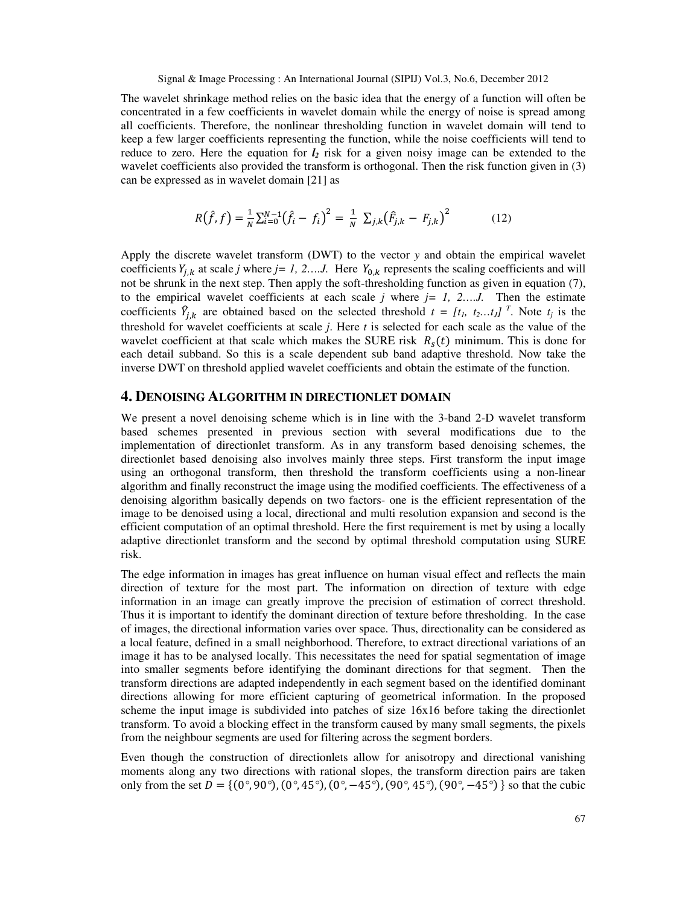The wavelet shrinkage method relies on the basic idea that the energy of a function will often be concentrated in a few coefficients in wavelet domain while the energy of noise is spread among all coefficients. Therefore, the nonlinear thresholding function in wavelet domain will tend to keep a few larger coefficients representing the function, while the noise coefficients will tend to reduce to zero. Here the equation for $l_2$ risk for a given noisy image can be extended to the wavelet coefficients also provided the transform is orthogonal. Then the risk function given in (3) can be expressed as in wavelet domain [21] as

$$R(\hat{f}, f) = \frac{1}{N}\sum_{i=0}^{N-1}(\hat{f}_i - f_i)^2 = \frac{1}{N}\sum_{j,k}(\hat{F}_{j,k} - F_{j,k})^2 \qquad (12)$$

Apply the discrete wavelet transform (DWT) to the vector *y* and obtain the empirical wavelet coefficients $Y_{j,k}$ at scale *j* where *j= 1, 2….J*. Here $Y_{0,k}$ represents the scaling coefficients and will not be shrunk in the next step. Then apply the soft-thresholding function as given in equation (7), to the empirical wavelet coefficients at each scale *j* where *j= 1, 2….J*. Then the estimate coefficients $\hat{Y}_{j,k}$ are obtained based on the selected threshold $t = [t_1, t_2 \ldots t_J]^T$. Note $t_j$ is the threshold for wavelet coefficients at scale *j*. Here *t* is selected for each scale as the value of the wavelet coefficient at that scale which makes the SURE risk $R_s(t)$ minimum. This is done for each detail subband. So this is a scale dependent sub band adaptive threshold. Now take the inverse DWT on threshold applied wavelet coefficients and obtain the estimate of the function.

## 4. Denoising Algorithm in directionlet domain

We present a novel denoising scheme which is in line with the 3-band 2-D wavelet transform based schemes presented in previous section with several modifications due to the implementation of directionlet transform. As in any transform based denoising schemes, the directionlet based denoising also involves mainly three steps. First transform the input image using an orthogonal transform, then threshold the transform coefficients using a non-linear algorithm and finally reconstruct the image using the modified coefficients. The effectiveness of a denoising algorithm basically depends on two factors- one is the efficient representation of the image to be denoised using a local, directional and multi resolution expansion and second is the efficient computation of an optimal threshold. Here the first requirement is met by using a locally adaptive directionlet transform and the second by optimal threshold computation using SURE risk.

The edge information in images has great influence on human visual effect and reflects the main direction of texture for the most part. The information on direction of texture with edge information in an image can greatly improve the precision of estimation of correct threshold. Thus it is important to identify the dominant direction of texture before thresholding. In the case of images, the directional information varies over space. Thus, directionality can be considered as a local feature, defined in a small neighborhood. Therefore, to extract directional variations of an image it has to be analysed locally. This necessitates the need for spatial segmentation of image into smaller segments before identifying the dominant directions for that segment. Then the transform directions are adapted independently in each segment based on the identified dominant directions allowing for more efficient capturing of geometrical information. In the proposed scheme the input image is subdivided into patches of size 16x16 before taking the directionlet transform. To avoid a blocking effect in the transform caused by many small segments, the pixels from the neighbour segments are used for filtering across the segment borders.

Even though the construction of directionlets allow for anisotropy and directional vanishing moments along any two directions with rational slopes, the transform direction pairs are taken only from the set $D = \{(0°, 90°), (0°, 45°), (0°, -45°), (90°, 45°), (90°, -45°)\}$ so that the cubic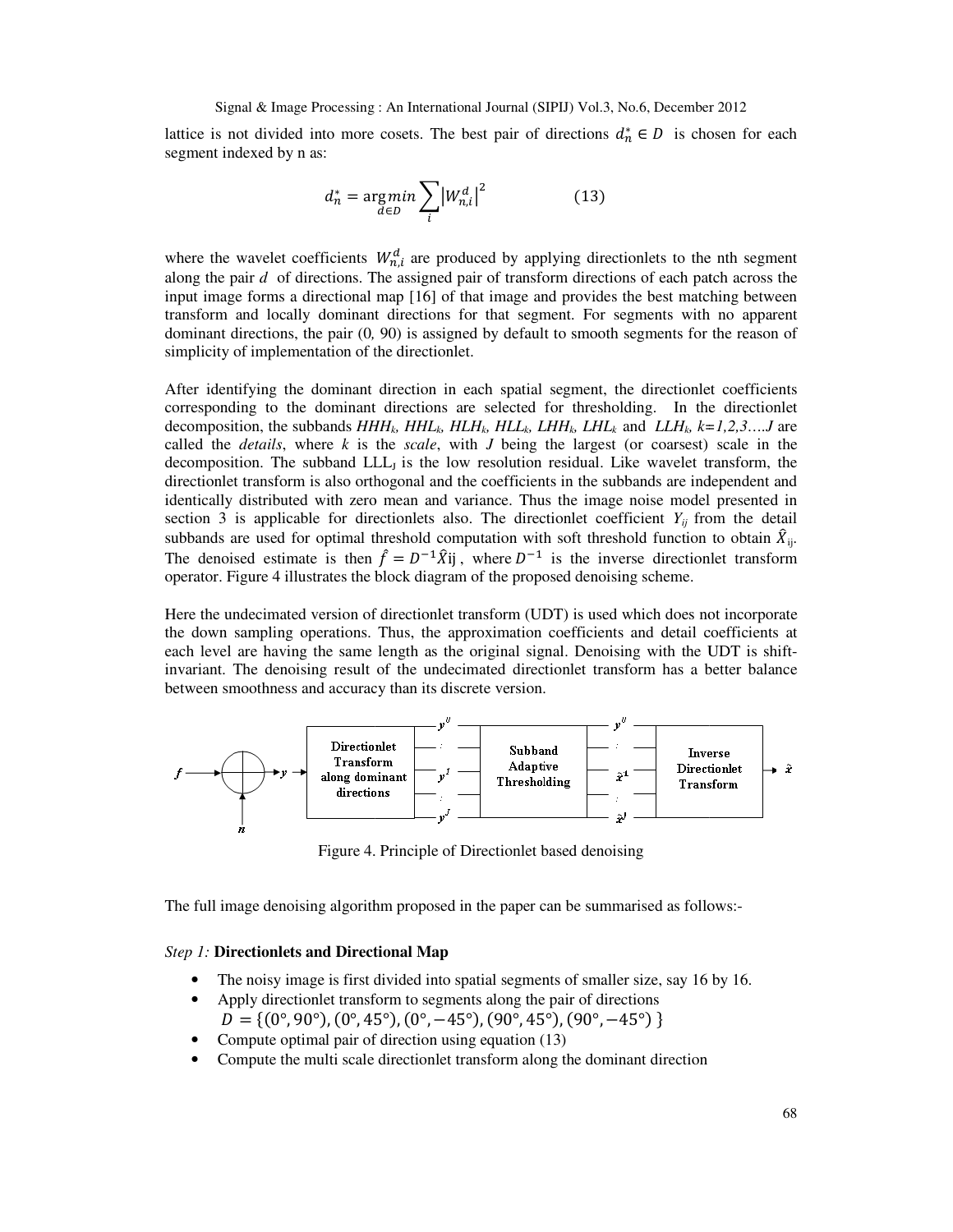lattice is not divided into more cosets. The best pair of directions $d_n^* \in D$ is chosen for each segment indexed by n as:

$$d_n^* = \underset{d \in D}{\arg\min} \sum_i \left|W_{n,i}^d\right|^2 \qquad (13)$$

where the wavelet coefficients $W_{n,i}^d$ are produced by applying directionlets to the nth segment along the pair $d$ of directions. The assigned pair of transform directions of each patch across the input image forms a directional map [16] of that image and provides the best matching between transform and locally dominant directions for that segment. For segments with no apparent dominant directions, the pair (0, 90) is assigned by default to smooth segments for the reason of simplicity of implementation of the directionlet.

After identifying the dominant direction in each spatial segment, the directionlet coefficients corresponding to the dominant directions are selected for thresholding. In the directionlet decomposition, the subbands $HHH_k$, $HHL_k$, $HLH_k$, $HLL_k$, $LHH_k$, $LHL_k$ and $LLH_k$, $k=1,2,3....J$ are called the *details*, where $k$ is the *scale*, with $J$ being the largest (or coarsest) scale in the decomposition. The subband $LLL_J$ is the low resolution residual. Like wavelet transform, the directionlet transform is also orthogonal and the coefficients in the subbands are independent and identically distributed with zero mean and variance. Thus the image noise model presented in section 3 is applicable for directionlets also. The directionlet coefficient $Y_{ij}$ from the detail subbands are used for optimal threshold computation with soft threshold function to obtain $\hat{X}_{ij}$. The denoised estimate is then $\hat{f} = D^{-1}\hat{X}_{ij}$, where $D^{-1}$ is the inverse directionlet transform operator. Figure 4 illustrates the block diagram of the proposed denoising scheme.

Here the undecimated version of directionlet transform (UDT) is used which does not incorporate the down sampling operations. Thus, the approximation coefficients and detail coefficients at each level are having the same length as the original signal. Denoising with the UDT is shift-invariant. The denoising result of the undecimated directionlet transform has a better balance between smoothness and accuracy than its discrete version.

Figure 4. Principle of Directionlet based denoising

The full image denoising algorithm proposed in the paper can be summarised as follows:-

*Step 1:* **Directionlets and Directional Map**

- The noisy image is first divided into spatial segments of smaller size, say 16 by 16.
- Apply directionlet transform to segments along the pair of directions $D = \{(0°, 90°), (0°, 45°), (0°, -45°), (90°, 45°), (90°, -45°)\}$
- Compute optimal pair of direction using equation (13)
- Compute the multi scale directionlet transform along the dominant direction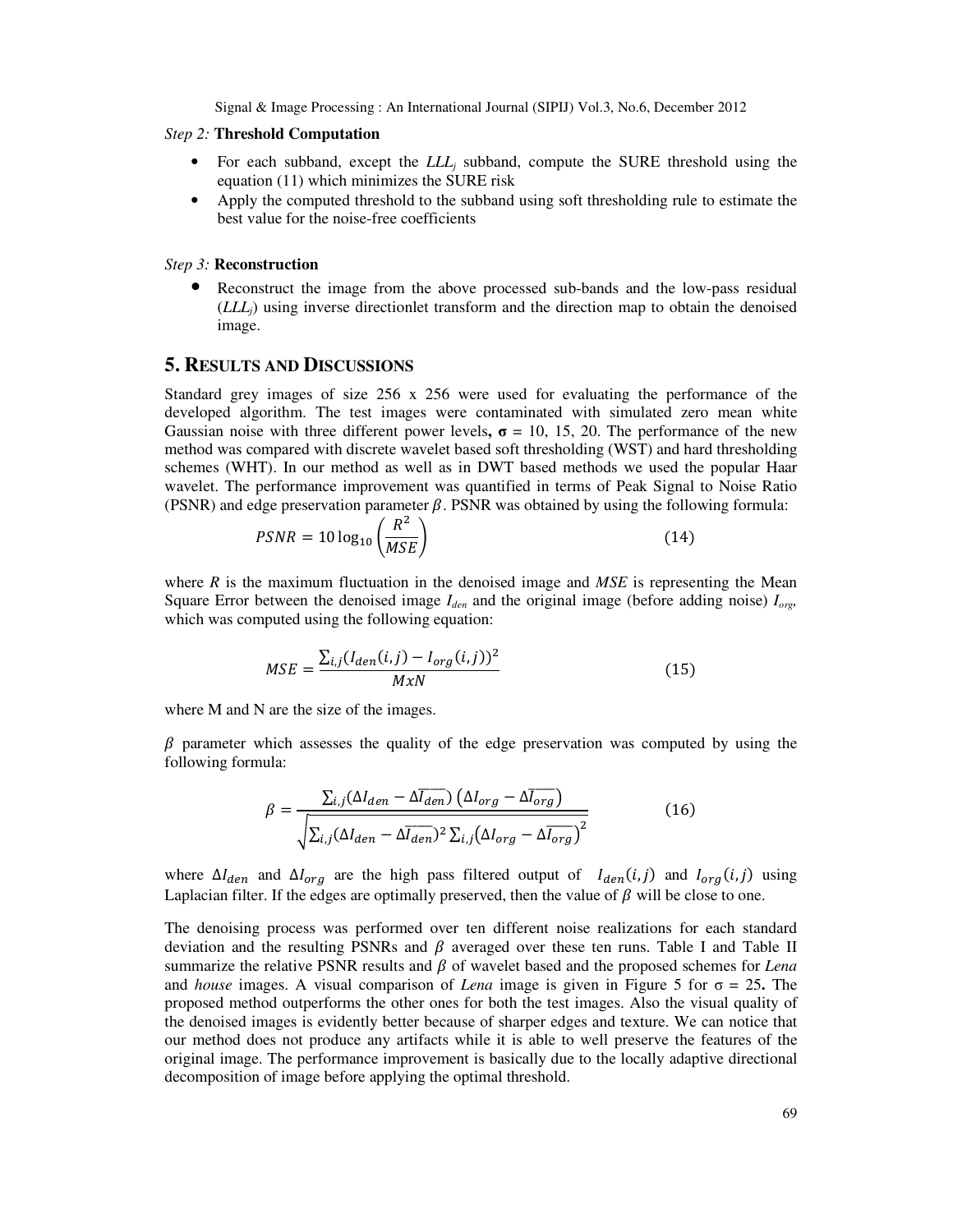*Step 2:* **Threshold Computation**

- For each subband, except the $LLL_j$ subband, compute the SURE threshold using the equation (11) which minimizes the SURE risk
- Apply the computed threshold to the subband using soft thresholding rule to estimate the best value for the noise-free coefficients

*Step 3:* **Reconstruction**

- Reconstruct the image from the above processed sub-bands and the low-pass residual ($LLL_j$) using inverse directionlet transform and the direction map to obtain the denoised image.

## 5. RESULTS AND DISCUSSIONS

Standard grey images of size 256 x 256 were used for evaluating the performance of the developed algorithm. The test images were contaminated with simulated zero mean white Gaussian noise with three different power levels**,** $\boldsymbol{\sigma}$ = 10, 15, 20. The performance of the new method was compared with discrete wavelet based soft thresholding (WST) and hard thresholding schemes (WHT). In our method as well as in DWT based methods we used the popular Haar wavelet. The performance improvement was quantified in terms of Peak Signal to Noise Ratio (PSNR) and edge preservation parameter $\beta$. PSNR was obtained by using the following formula:

$$PSNR = 10\log_{10}\left(\frac{R^2}{MSE}\right) \tag{14}$$

where $R$ is the maximum fluctuation in the denoised image and $MSE$ is representing the Mean Square Error between the denoised image $I_{den}$ and the original image (before adding noise) $I_{org}$, which was computed using the following equation:

$$MSE = \frac{\sum_{i,j}(I_{den}(i,j) - I_{org}(i,j))^2}{MxN} \tag{15}$$

where M and N are the size of the images.

$\beta$ parameter which assesses the quality of the edge preservation was computed by using the following formula:

$$\beta = \frac{\sum_{i,j}(\Delta I_{den} - \overline{\Delta I_{den}})\left(\Delta I_{org} - \overline{\Delta I_{org}}\right)}{\sqrt{\sum_{i,j}(\Delta I_{den} - \overline{\Delta I_{den}})^2 \sum_{i,j}\left(\Delta I_{org} - \overline{\Delta I_{org}}\right)^2}} \tag{16}$$

where $\Delta I_{den}$ and $\Delta I_{org}$ are the high pass filtered output of $I_{den}(i,j)$ and $I_{org}(i,j)$ using Laplacian filter. If the edges are optimally preserved, then the value of $\beta$ will be close to one.

The denoising process was performed over ten different noise realizations for each standard deviation and the resulting PSNRs and $\beta$ averaged over these ten runs. Table I and Table II summarize the relative PSNR results and $\beta$ of wavelet based and the proposed schemes for *Lena* and *house* images. A visual comparison of *Lena* image is given in Figure 5 for σ = 25**.** The proposed method outperforms the other ones for both the test images. Also the visual quality of the denoised images is evidently better because of sharper edges and texture. We can notice that our method does not produce any artifacts while it is able to well preserve the features of the original image. The performance improvement is basically due to the locally adaptive directional decomposition of image before applying the optimal threshold.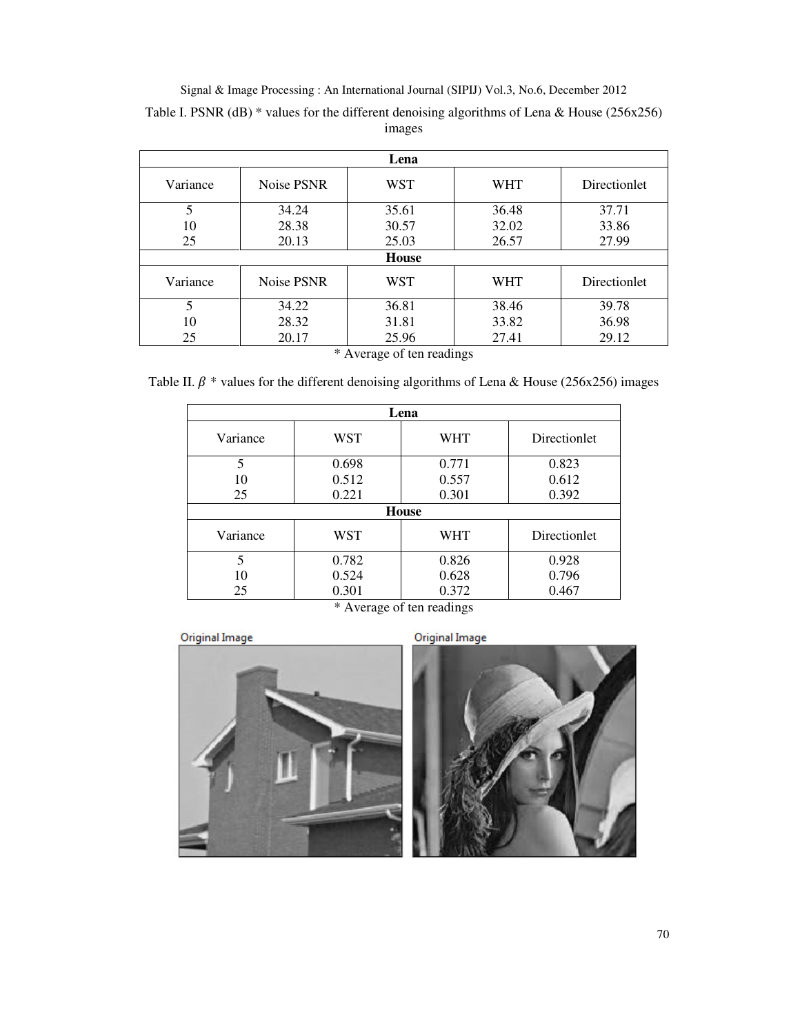Table I. PSNR (dB) * values for the different denoising algorithms of Lena & House (256x256) images

| Lena | | | | |
|---|---|---|---|---|
| Variance | Noise PSNR | WST | WHT | Directionlet |
| 5<br>10<br>25 | 34.24<br>28.38<br>20.13 | 35.61<br>30.57<br>25.03 | 36.48<br>32.02<br>26.57 | 37.71<br>33.86<br>27.99 |
| **House** | | | | |
| Variance | Noise PSNR | WST | WHT | Directionlet |
| 5<br>10<br>25 | 34.22<br>28.32<br>20.17 | 36.81<br>31.81<br>25.96 | 38.46<br>33.82<br>27.41 | 39.78<br>36.98<br>29.12 |

\* Average of ten readings

Table II. $\beta$ * values for the different denoising algorithms of Lena & House (256x256) images

| Lena | | | |
|---|---|---|---|
| Variance | WST | WHT | Directionlet |
| 5<br>10<br>25 | 0.698<br>0.512<br>0.221 | 0.771<br>0.557<br>0.301 | 0.823<br>0.612<br>0.392 |
| **House** | | | |
| Variance | WST | WHT | Directionlet |
| 5<br>10<br>25 | 0.782<br>0.524<br>0.301 | 0.826<br>0.628<br>0.372 | 0.928<br>0.796<br>0.467 |

\* Average of ten readings

Original Image

Original Image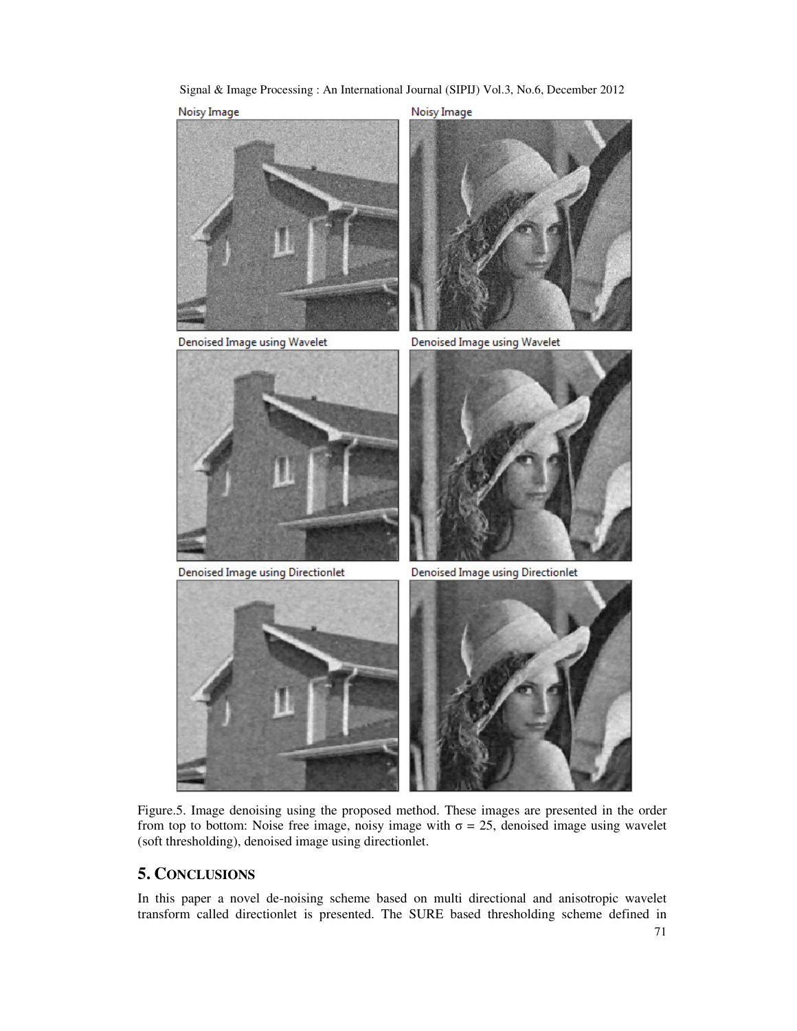Noisy Image

Noisy Image

Denoised Image using Wavelet

Denoised Image using Wavelet

Denoised Image using Directionlet

Denoised Image using Directionlet

Figure.5. Image denoising using the proposed method. These images are presented in the order from top to bottom: Noise free image, noisy image with $\sigma = 25$, denoised image using wavelet (soft thresholding), denoised image using directionlet.

## 5. CONCLUSIONS

In this paper a novel de-noising scheme based on multi directional and anisotropic wavelet transform called directionlet is presented. The SURE based thresholding scheme defined in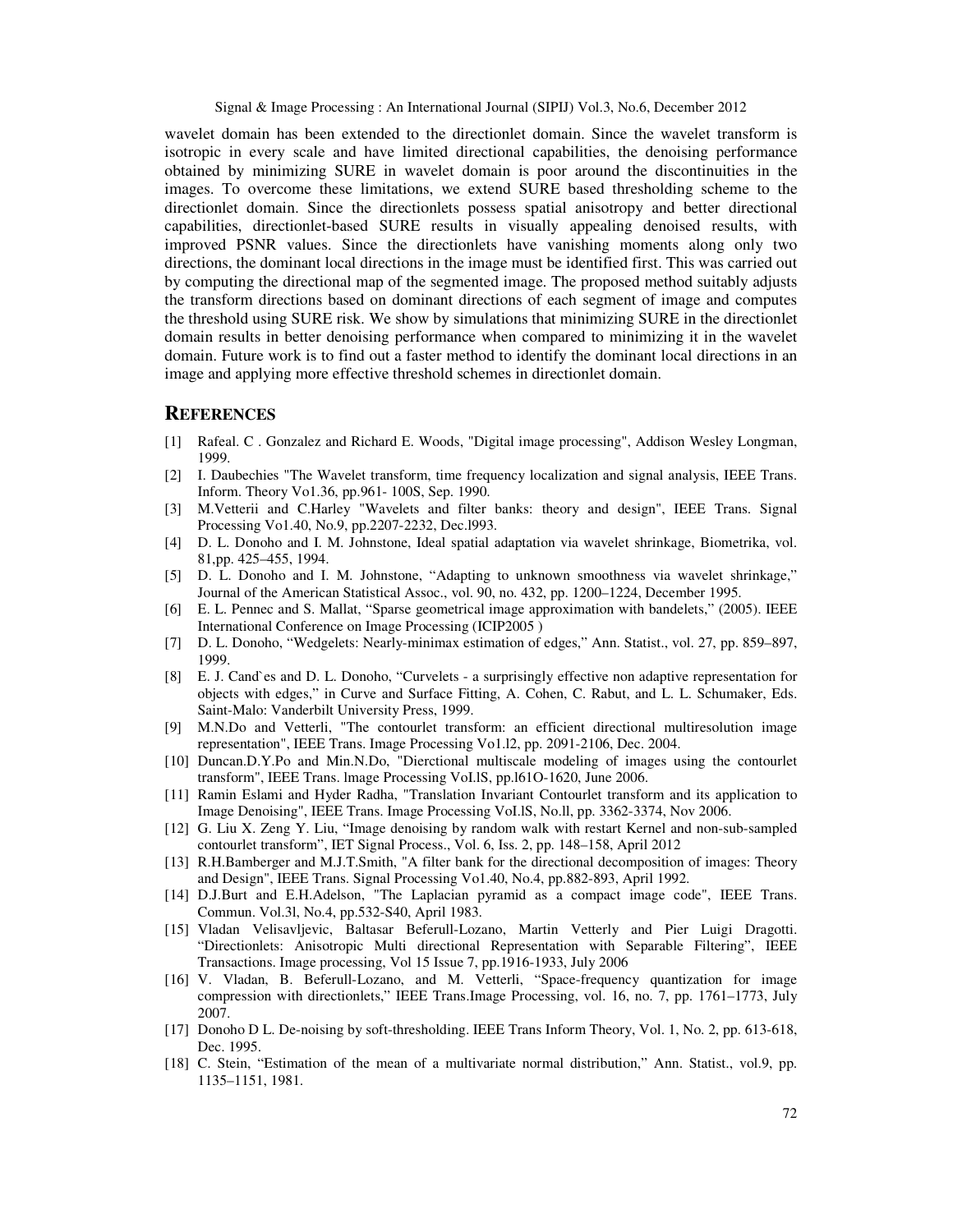wavelet domain has been extended to the directionlet domain. Since the wavelet transform is isotropic in every scale and have limited directional capabilities, the denoising performance obtained by minimizing SURE in wavelet domain is poor around the discontinuities in the images. To overcome these limitations, we extend SURE based thresholding scheme to the directionlet domain. Since the directionlets possess spatial anisotropy and better directional capabilities, directionlet-based SURE results in visually appealing denoised results, with improved PSNR values. Since the directionlets have vanishing moments along only two directions, the dominant local directions in the image must be identified first. This was carried out by computing the directional map of the segmented image. The proposed method suitably adjusts the transform directions based on dominant directions of each segment of image and computes the threshold using SURE risk. We show by simulations that minimizing SURE in the directionlet domain results in better denoising performance when compared to minimizing it in the wavelet domain. Future work is to find out a faster method to identify the dominant local directions in an image and applying more effective threshold schemes in directionlet domain.

## REFERENCES

[1] Rafeal. C . Gonzalez and Richard E. Woods, "Digital image processing", Addison Wesley Longman, 1999.

[2] I. Daubechies "The Wavelet transform, time frequency localization and signal analysis, IEEE Trans. Inform. Theory Vo1.36, pp.961- 100S, Sep. 1990.

[3] M.Vetterii and C.Harley "Wavelets and filter banks: theory and design", IEEE Trans. Signal Processing Vo1.40, No.9, pp.2207-2232, Dec.l993.

[4] D. L. Donoho and I. M. Johnstone, Ideal spatial adaptation via wavelet shrinkage, Biometrika, vol. 81,pp. 425–455, 1994.

[5] D. L. Donoho and I. M. Johnstone, "Adapting to unknown smoothness via wavelet shrinkage," Journal of the American Statistical Assoc., vol. 90, no. 432, pp. 1200–1224, December 1995.

[6] E. L. Pennec and S. Mallat, "Sparse geometrical image approximation with bandelets," (2005). IEEE International Conference on Image Processing (ICIP2005 )

[7] D. L. Donoho, "Wedgelets: Nearly-minimax estimation of edges," Ann. Statist., vol. 27, pp. 859–897, 1999.

[8] E. J. Cand`es and D. L. Donoho, "Curvelets - a surprisingly effective non adaptive representation for objects with edges," in Curve and Surface Fitting, A. Cohen, C. Rabut, and L. L. Schumaker, Eds. Saint-Malo: Vanderbilt University Press, 1999.

[9] M.N.Do and Vetterli, "The contourlet transform: an efficient directional multiresolution image representation", IEEE Trans. Image Processing Vo1.l2, pp. 2091-2106, Dec. 2004.

[10] Duncan.D.Y.Po and Min.N.Do, "Dierctional multiscale modeling of images using the contourlet transform", IEEE Trans. lmage Processing VoI.lS, pp.l61O-1620, June 2006.

[11] Ramin Eslami and Hyder Radha, "Translation Invariant Contourlet transform and its application to Image Denoising", IEEE Trans. Image Processing VoI.lS, No.ll, pp. 3362-3374, Nov 2006.

[12] G. Liu X. Zeng Y. Liu, "Image denoising by random walk with restart Kernel and non-sub-sampled contourlet transform", IET Signal Process., Vol. 6, Iss. 2, pp. 148–158, April 2012

[13] R.H.Bamberger and M.J.T.Smith, "A filter bank for the directional decomposition of images: Theory and Design", IEEE Trans. Signal Processing Vo1.40, No.4, pp.882-893, April 1992.

[14] D.J.Burt and E.H.Adelson, "The Laplacian pyramid as a compact image code", IEEE Trans. Commun. Vol.3l, No.4, pp.532-S40, April 1983.

[15] Vladan Velisavljevic, Baltasar Beferull-Lozano, Martin Vetterly and Pier Luigi Dragotti. "Directionlets: Anisotropic Multi directional Representation with Separable Filtering", IEEE Transactions. Image processing, Vol 15 Issue 7, pp.1916-1933, July 2006

[16] V. Vladan, B. Beferull-Lozano, and M. Vetterli, "Space-frequency quantization for image compression with directionlets," IEEE Trans.Image Processing, vol. 16, no. 7, pp. 1761–1773, July 2007.

[17] Donoho D L. De-noising by soft-thresholding. IEEE Trans Inform Theory, Vol. 1, No. 2, pp. 613-618, Dec. 1995.

[18] C. Stein, "Estimation of the mean of a multivariate normal distribution," Ann. Statist., vol.9, pp. 1135–1151, 1981.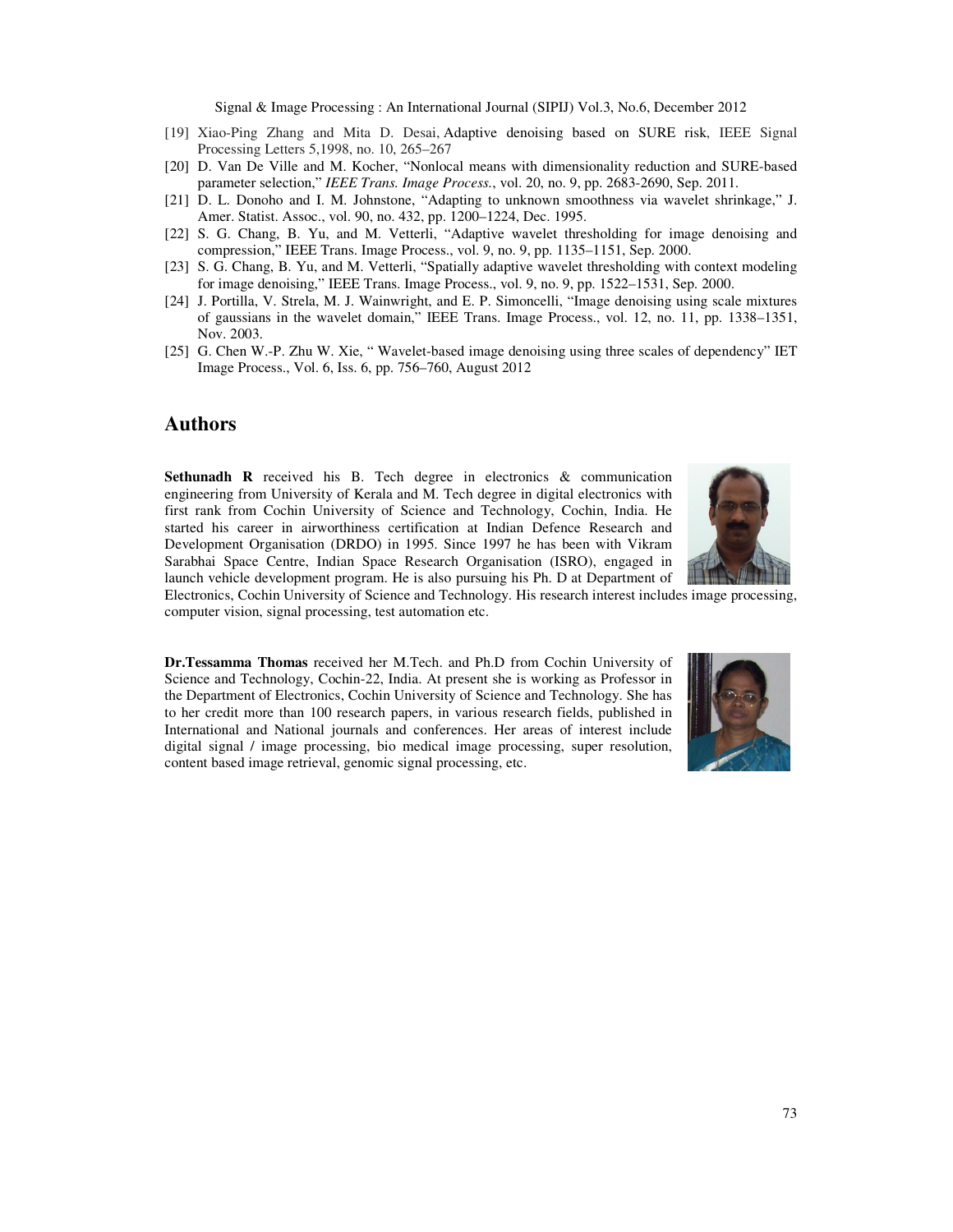[19] Xiao-Ping Zhang and Mita D. Desai, Adaptive denoising based on SURE risk, IEEE Signal Processing Letters 5,1998, no. 10, 265–267

[20] D. Van De Ville and M. Kocher, "Nonlocal means with dimensionality reduction and SURE-based parameter selection," *IEEE Trans. Image Process.*, vol. 20, no. 9, pp. 2683-2690, Sep. 2011.

[21] D. L. Donoho and I. M. Johnstone, "Adapting to unknown smoothness via wavelet shrinkage," J. Amer. Statist. Assoc., vol. 90, no. 432, pp. 1200–1224, Dec. 1995.

[22] S. G. Chang, B. Yu, and M. Vetterli, "Adaptive wavelet thresholding for image denoising and compression," IEEE Trans. Image Process., vol. 9, no. 9, pp. 1135–1151, Sep. 2000.

[23] S. G. Chang, B. Yu, and M. Vetterli, "Spatially adaptive wavelet thresholding with context modeling for image denoising," IEEE Trans. Image Process., vol. 9, no. 9, pp. 1522–1531, Sep. 2000.

[24] J. Portilla, V. Strela, M. J. Wainwright, and E. P. Simoncelli, "Image denoising using scale mixtures of gaussians in the wavelet domain," IEEE Trans. Image Process., vol. 12, no. 11, pp. 1338–1351, Nov. 2003.

[25] G. Chen W.-P. Zhu W. Xie, " Wavelet-based image denoising using three scales of dependency" IET Image Process., Vol. 6, Iss. 6, pp. 756–760, August 2012

## Authors

**Sethunadh R** received his B. Tech degree in electronics & communication engineering from University of Kerala and M. Tech degree in digital electronics with first rank from Cochin University of Science and Technology, Cochin, India. He started his career in airworthiness certification at Indian Defence Research and Development Organisation (DRDO) in 1995. Since 1997 he has been with Vikram Sarabhai Space Centre, Indian Space Research Organisation (ISRO), engaged in launch vehicle development program. He is also pursuing his Ph. D at Department of Electronics, Cochin University of Science and Technology. His research interest includes image processing, computer vision, signal processing, test automation etc.

**Dr.Tessamma Thomas** received her M.Tech. and Ph.D from Cochin University of Science and Technology, Cochin-22, India. At present she is working as Professor in the Department of Electronics, Cochin University of Science and Technology. She has to her credit more than 100 research papers, in various research fields, published in International and National journals and conferences. Her areas of interest include digital signal / image processing, bio medical image processing, super resolution, content based image retrieval, genomic signal processing, etc.